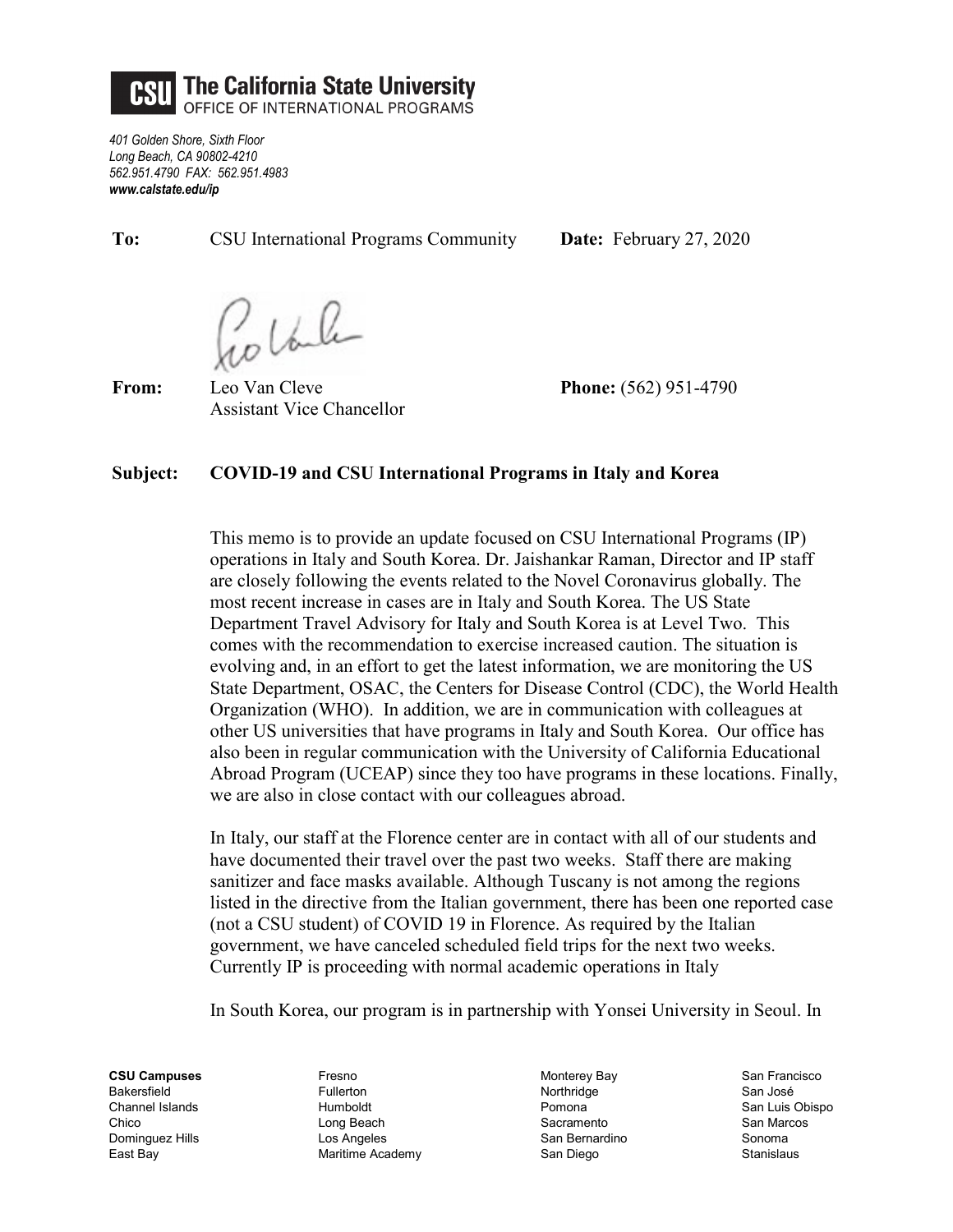**The California State University**
OFFICE OF INTERNATIONAL PROGRAMS

*401 Golden Shore, Sixth Floor*
*Long Beach, CA 90802-4210*
*562.951.4790 FAX: 562.951.4983*
***www.calstate.edu/ip***

**To:** CSU International Programs Community **Date:** February 27, 2020

**From:** Leo Van Cleve
Assistant Vice Chancellor **Phone:** (562) 951-4790

**Subject: COVID-19 and CSU International Programs in Italy and Korea**

This memo is to provide an update focused on CSU International Programs (IP) operations in Italy and South Korea. Dr. Jaishankar Raman, Director and IP staff are closely following the events related to the Novel Coronavirus globally. The most recent increase in cases are in Italy and South Korea. The US State Department Travel Advisory for Italy and South Korea is at Level Two. This comes with the recommendation to exercise increased caution. The situation is evolving and, in an effort to get the latest information, we are monitoring the US State Department, OSAC, the Centers for Disease Control (CDC), the World Health Organization (WHO). In addition, we are in communication with colleagues at other US universities that have programs in Italy and South Korea. Our office has also been in regular communication with the University of California Educational Abroad Program (UCEAP) since they too have programs in these locations. Finally, we are also in close contact with our colleagues abroad.

In Italy, our staff at the Florence center are in contact with all of our students and have documented their travel over the past two weeks. Staff there are making sanitizer and face masks available. Although Tuscany is not among the regions listed in the directive from the Italian government, there has been one reported case (not a CSU student) of COVID 19 in Florence. As required by the Italian government, we have canceled scheduled field trips for the next two weeks. Currently IP is proceeding with normal academic operations in Italy

In South Korea, our program is in partnership with Yonsei University in Seoul. In

**CSU Campuses**
Bakersfield
Channel Islands
Chico
Dominguez Hills
East Bay
Fresno
Fullerton
Humboldt
Long Beach
Los Angeles
Maritime Academy
Monterey Bay
Northridge
Pomona
Sacramento
San Bernardino
San Diego
San Francisco
San José
San Luis Obispo
San Marcos
Sonoma
Stanislaus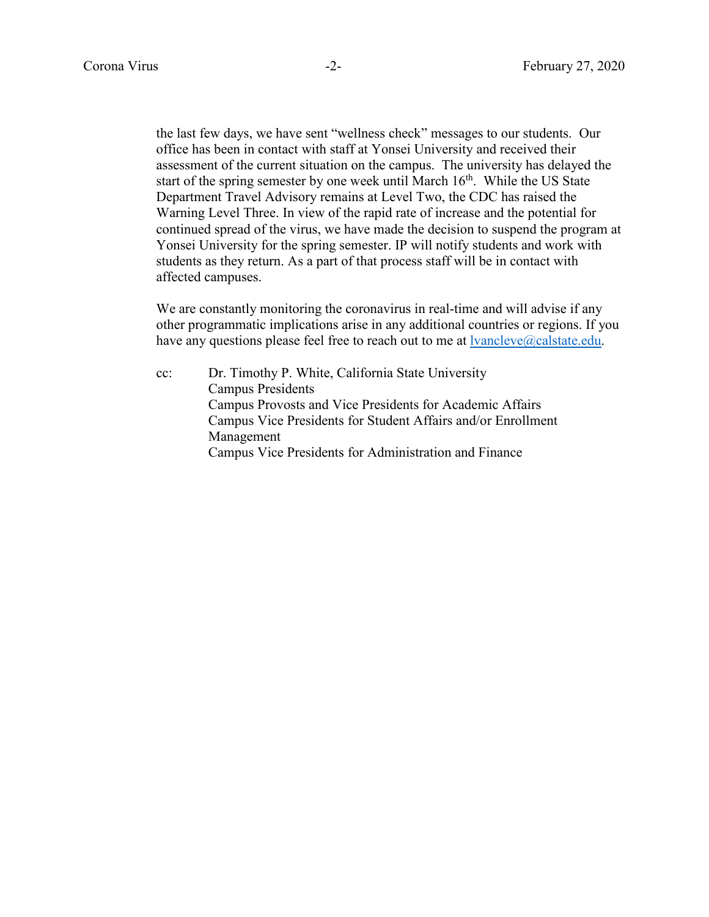the last few days, we have sent "wellness check" messages to our students. Our office has been in contact with staff at Yonsei University and received their assessment of the current situation on the campus. The university has delayed the start of the spring semester by one week until March 16th. While the US State Department Travel Advisory remains at Level Two, the CDC has raised the Warning Level Three. In view of the rapid rate of increase and the potential for continued spread of the virus, we have made the decision to suspend the program at Yonsei University for the spring semester. IP will notify students and work with students as they return. As a part of that process staff will be in contact with affected campuses.

We are constantly monitoring the coronavirus in real-time and will advise if any other programmatic implications arise in any additional countries or regions. If you have any questions please feel free to reach out to me at lvancleve@calstate.edu.

cc: Dr. Timothy P. White, California State University
Campus Presidents
Campus Provosts and Vice Presidents for Academic Affairs
Campus Vice Presidents for Student Affairs and/or Enrollment Management
Campus Vice Presidents for Administration and Finance